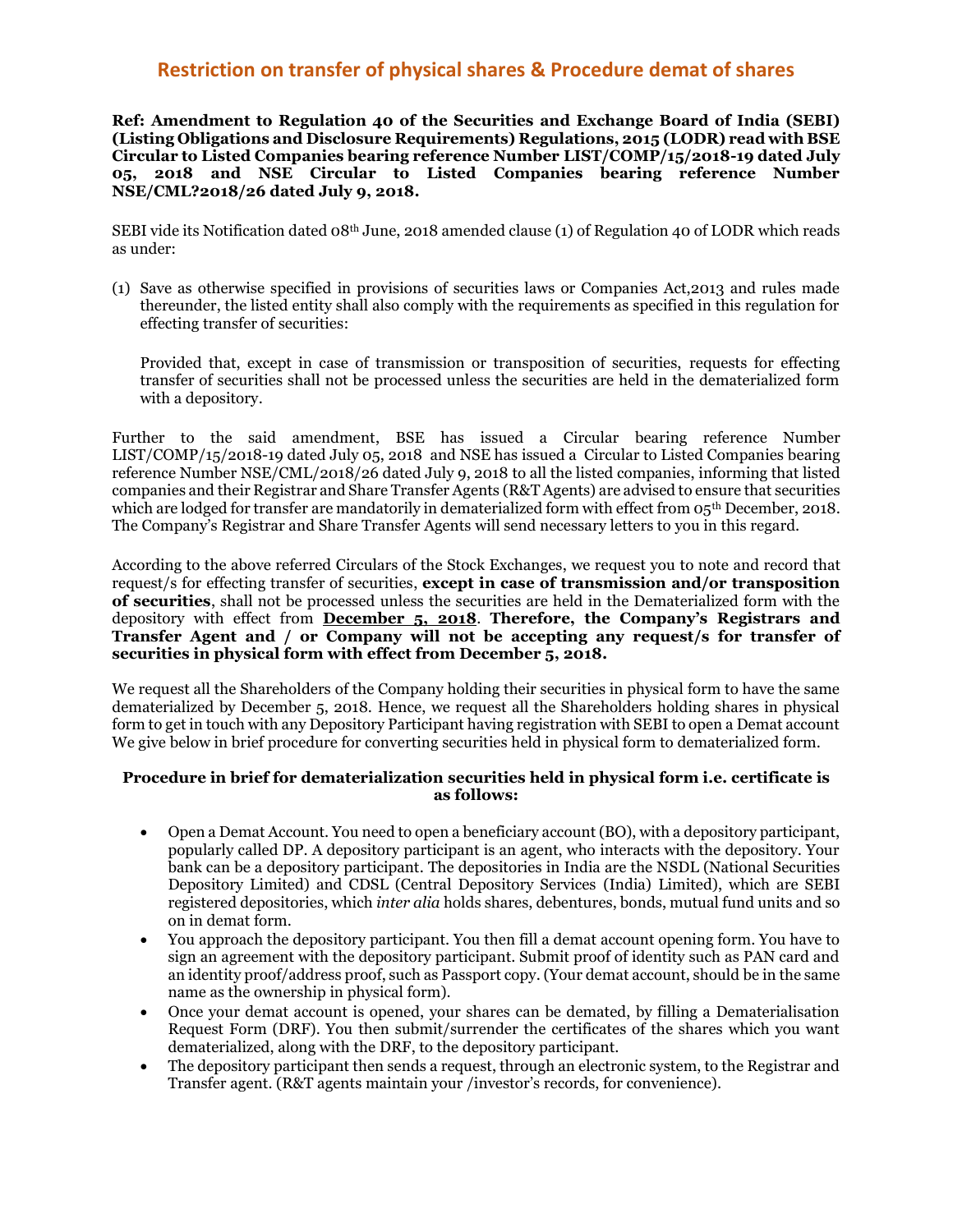# Restriction on transfer of physical shares & Procedure demat of shares

**Ref: Amendment to Regulation 40 of the Securities and Exchange Board of India (SEBI) (Listing Obligations and Disclosure Requirements) Regulations, 2015 (LODR) read with BSE Circular to Listed Companies bearing reference Number LIST/COMP/15/2018-19 dated July 05, 2018 and NSE Circular to Listed Companies bearing reference Number NSE/CML?2018/26 dated July 9, 2018.**

SEBI vide its Notification dated 08th June, 2018 amended clause (1) of Regulation 40 of LODR which reads as under:

(1) Save as otherwise specified in provisions of securities laws or Companies Act,2013 and rules made thereunder, the listed entity shall also comply with the requirements as specified in this regulation for effecting transfer of securities:

   Provided that, except in case of transmission or transposition of securities, requests for effecting transfer of securities shall not be processed unless the securities are held in the dematerialized form with a depository.

Further to the said amendment, BSE has issued a Circular bearing reference Number LIST/COMP/15/2018-19 dated July 05, 2018 and NSE has issued a Circular to Listed Companies bearing reference Number NSE/CML/2018/26 dated July 9, 2018 to all the listed companies, informing that listed companies and their Registrar and Share Transfer Agents (R&T Agents) are advised to ensure that securities which are lodged for transfer are mandatorily in dematerialized form with effect from 05th December, 2018. The Company's Registrar and Share Transfer Agents will send necessary letters to you in this regard.

According to the above referred Circulars of the Stock Exchanges, we request you to note and record that request/s for effecting transfer of securities, **except in case of transmission and/or transposition of securities**, shall not be processed unless the securities are held in the Dematerialized form with the depository with effect from **December 5, 2018**. **Therefore, the Company's Registrars and Transfer Agent and / or Company will not be accepting any request/s for transfer of securities in physical form with effect from December 5, 2018.**

We request all the Shareholders of the Company holding their securities in physical form to have the same dematerialized by December 5, 2018. Hence, we request all the Shareholders holding shares in physical form to get in touch with any Depository Participant having registration with SEBI to open a Demat account We give below in brief procedure for converting securities held in physical form to dematerialized form.

**Procedure in brief for dematerialization securities held in physical form i.e. certificate is as follows:**

- Open a Demat Account. You need to open a beneficiary account (BO), with a depository participant, popularly called DP. A depository participant is an agent, who interacts with the depository. Your bank can be a depository participant. The depositories in India are the NSDL (National Securities Depository Limited) and CDSL (Central Depository Services (India) Limited), which are SEBI registered depositories, which *inter alia* holds shares, debentures, bonds, mutual fund units and so on in demat form.
- You approach the depository participant. You then fill a demat account opening form. You have to sign an agreement with the depository participant. Submit proof of identity such as PAN card and an identity proof/address proof, such as Passport copy. (Your demat account, should be in the same name as the ownership in physical form).
- Once your demat account is opened, your shares can be demated, by filling a Dematerialisation Request Form (DRF). You then submit/surrender the certificates of the shares which you want dematerialized, along with the DRF, to the depository participant.
- The depository participant then sends a request, through an electronic system, to the Registrar and Transfer agent. (R&T agents maintain your /investor's records, for convenience).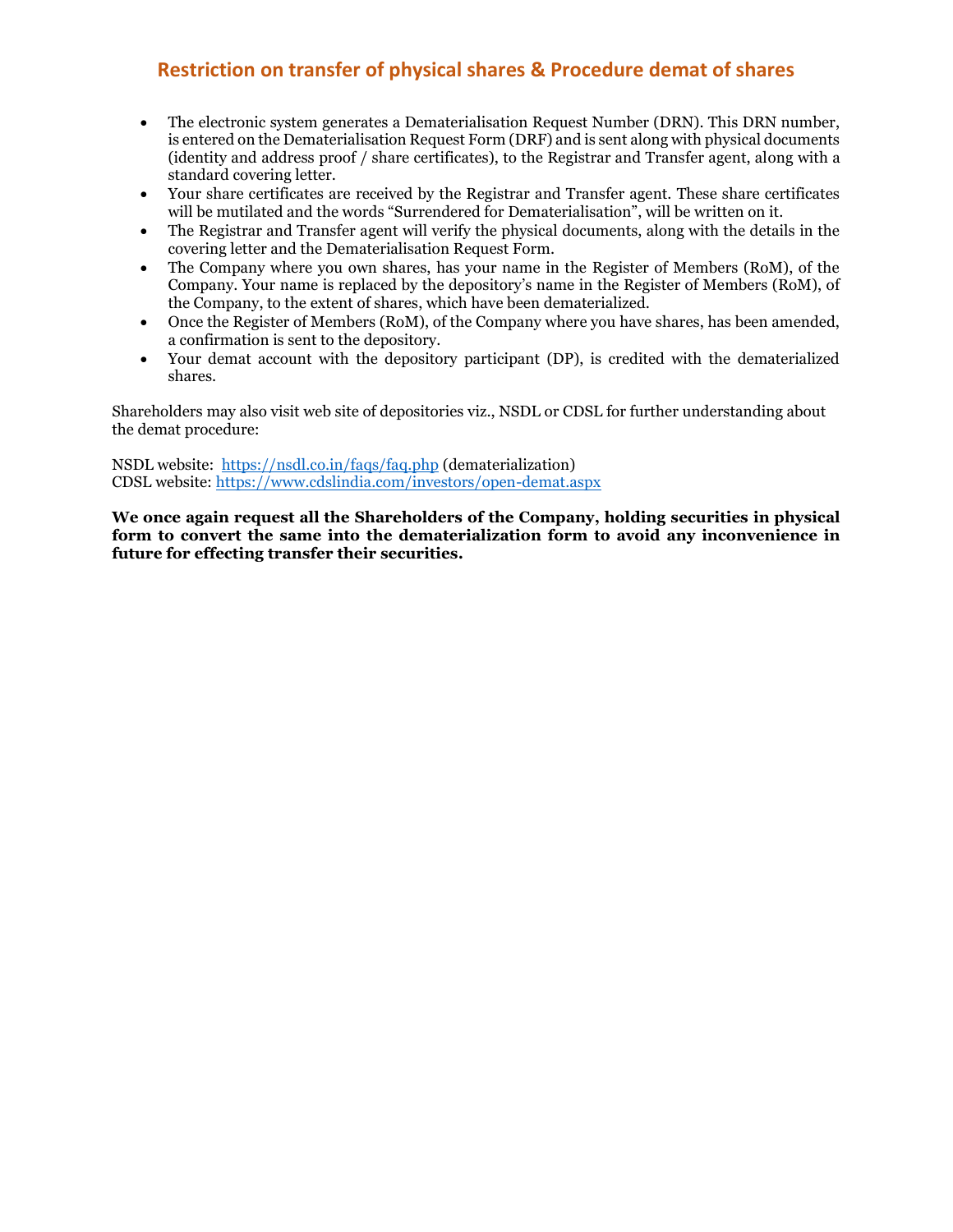## Restriction on transfer of physical shares & Procedure demat of shares

- The electronic system generates a Dematerialisation Request Number (DRN). This DRN number, is entered on the Dematerialisation Request Form (DRF) and is sent along with physical documents (identity and address proof / share certificates), to the Registrar and Transfer agent, along with a standard covering letter.
- Your share certificates are received by the Registrar and Transfer agent. These share certificates will be mutilated and the words "Surrendered for Dematerialisation", will be written on it.
- The Registrar and Transfer agent will verify the physical documents, along with the details in the covering letter and the Dematerialisation Request Form.
- The Company where you own shares, has your name in the Register of Members (RoM), of the Company. Your name is replaced by the depository's name in the Register of Members (RoM), of the Company, to the extent of shares, which have been dematerialized.
- Once the Register of Members (RoM), of the Company where you have shares, has been amended, a confirmation is sent to the depository.
- Your demat account with the depository participant (DP), is credited with the dematerialized shares.

Shareholders may also visit web site of depositories viz., NSDL or CDSL for further understanding about the demat procedure:

NSDL website: https://nsdl.co.in/faqs/faq.php (dematerialization)
CDSL website: https://www.cdslindia.com/investors/open-demat.aspx

**We once again request all the Shareholders of the Company, holding securities in physical form to convert the same into the dematerialization form to avoid any inconvenience in future for effecting transfer their securities.**